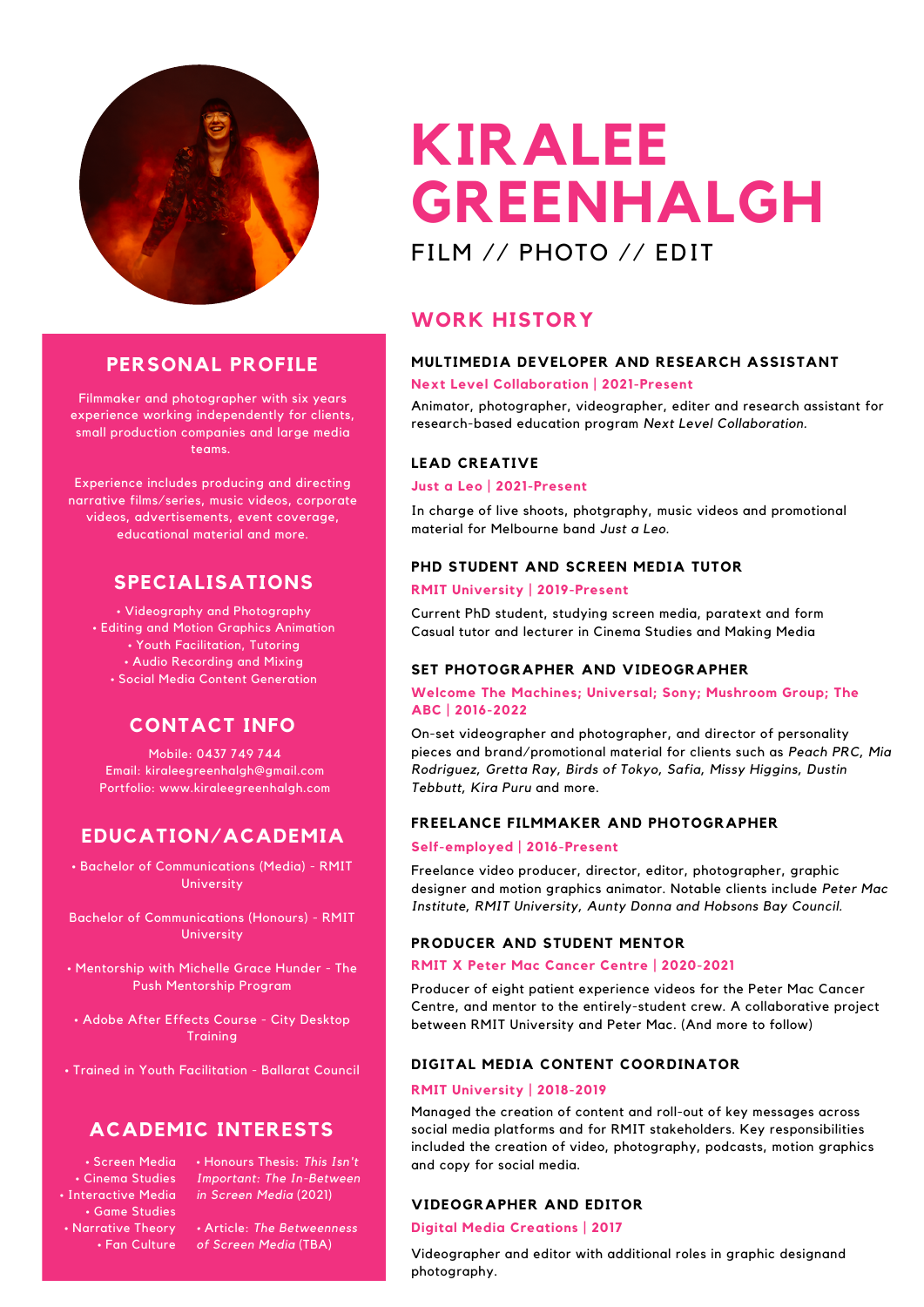# KIRALEE GREENHALGH

FILM // PHOTO // EDIT

## PERSONAL PROFILE

Filmmaker and photographer with six years experience working independently for clients, small production companies and large media teams.

Experience includes producing and directing narrative films/series, music videos, corporate videos, advertisements, event coverage, educational material and more.

## SPECIALISATIONS

- Videography and Photography
- Editing and Motion Graphics Animation
- Youth Facilitation, Tutoring
- Audio Recording and Mixing
- Social Media Content Generation

## CONTACT INFO

Mobile: 0437 749 744
Email: kiraleegreenhalgh@gmail.com
Portfolio: www.kiraleegreenhalgh.com

## EDUCATION/ACADEMIA

- Bachelor of Communications (Media) - RMIT University

Bachelor of Communications (Honours) - RMIT University

- Mentorship with Michelle Grace Hunder - The Push Mentorship Program
- Adobe After Effects Course - City Desktop Training
- Trained in Youth Facilitation - Ballarat Council

## ACADEMIC INTERESTS

- Screen Media
- Cinema Studies
- Interactive Media
- Game Studies
- Narrative Theory
- Fan Culture

- Honours Thesis: *This Isn't Important: The In-Between in Screen Media* (2021)
- Article: *The Betweenness of Screen Media* (TBA)

## WORK HISTORY

### MULTIMEDIA DEVELOPER AND RESEARCH ASSISTANT

**Next Level Collaboration | 2021-Present**

Animator, photographer, videographer, editer and research assistant for research-based education program *Next Level Collaboration.*

### LEAD CREATIVE

**Just a Leo | 2021-Present**

In charge of live shoots, photgraphy, music videos and promotional material for Melbourne band *Just a Leo.*

### PHD STUDENT AND SCREEN MEDIA TUTOR

**RMIT University | 2019-Present**

Current PhD student, studying screen media, paratext and form
Casual tutor and lecturer in Cinema Studies and Making Media

### SET PHOTOGRAPHER AND VIDEOGRAPHER

**Welcome The Machines; Universal; Sony; Mushroom Group; The ABC | 2016-2022**

On-set videographer and photographer, and director of personality pieces and brand/promotional material for clients such as *Peach PRC, Mia Rodriguez, Gretta Ray, Birds of Tokyo, Safia, Missy Higgins, Dustin Tebbutt, Kira Puru* and more.

### FREELANCE FILMMAKER AND PHOTOGRAPHER

**Self-employed | 2016-Present**

Freelance video producer, director, editor, photographer, graphic designer and motion graphics animator. Notable clients include *Peter Mac Institute, RMIT University, Aunty Donna and Hobsons Bay Council.*

### PRODUCER AND STUDENT MENTOR

**RMIT X Peter Mac Cancer Centre | 2020-2021**

Producer of eight patient experience videos for the Peter Mac Cancer Centre, and mentor to the entirely-student crew. A collaborative project between RMIT University and Peter Mac. (And more to follow)

### DIGITAL MEDIA CONTENT COORDINATOR

**RMIT University | 2018-2019**

Managed the creation of content and roll-out of key messages across social media platforms and for RMIT stakeholders. Key responsibilities included the creation of video, photography, podcasts, motion graphics and copy for social media.

### VIDEOGRAPHER AND EDITOR

**Digital Media Creations | 2017**

Videographer and editor with additional roles in graphic designand photography.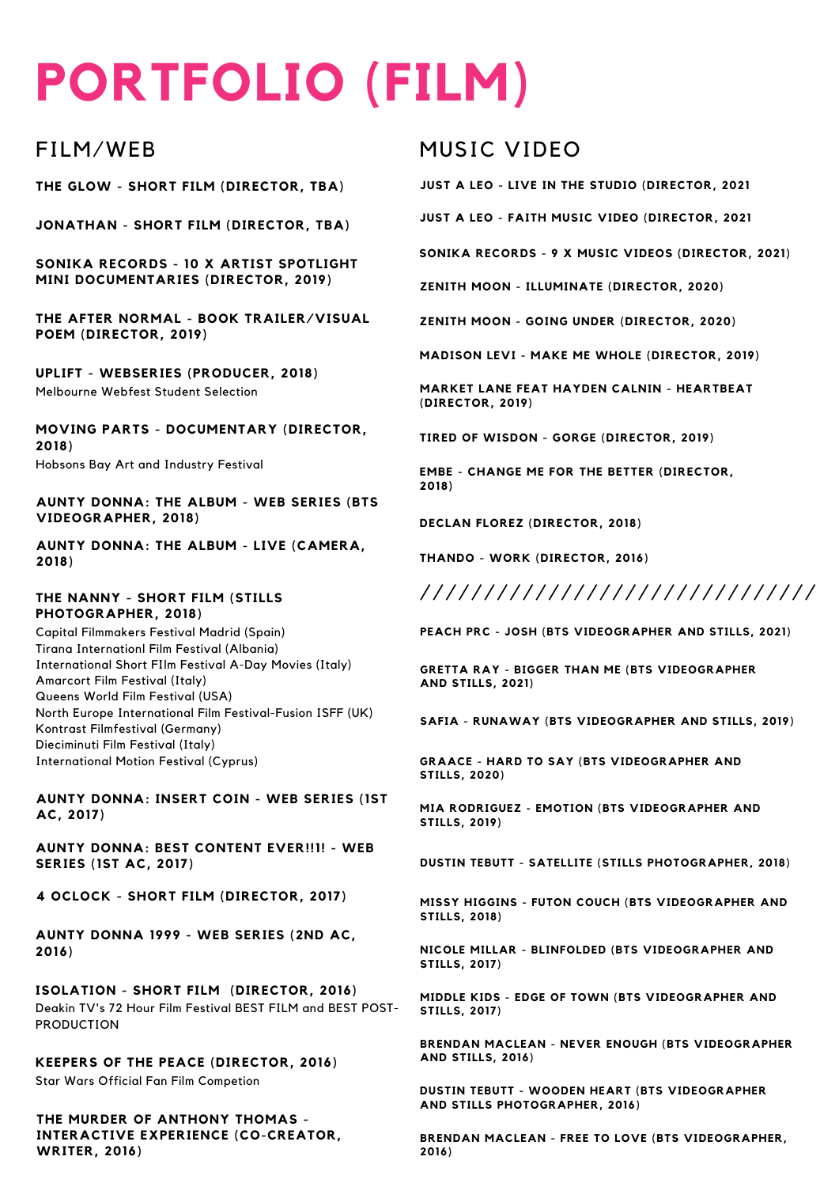# PORTFOLIO (FILM)

## FILM/WEB

**THE GLOW - SHORT FILM (DIRECTOR, TBA)**

**JONATHAN - SHORT FILM (DIRECTOR, TBA)**

**SONIKA RECORDS - 10 X ARTIST SPOTLIGHT MINI DOCUMENTARIES (DIRECTOR, 2019)**

**THE AFTER NORMAL - BOOK TRAILER/VISUAL POEM (DIRECTOR, 2019)**

**UPLIFT - WEBSERIES (PRODUCER, 2018)**
Melbourne Webfest Student Selection

**MOVING PARTS - DOCUMENTARY (DIRECTOR, 2018)**
Hobsons Bay Art and Industry Festival

**AUNTY DONNA: THE ALBUM - WEB SERIES (BTS VIDEOGRAPHER, 2018)**

**AUNTY DONNA: THE ALBUM - LIVE (CAMERA, 2018)**

**THE NANNY - SHORT FILM (STILLS PHOTOGRAPHER, 2018)**
Capital Filmmakers Festival Madrid (Spain)
Tirana Internationl Film Festival (Albania)
International Short FIlm Festival A-Day Movies (Italy)
Amarcort Film Festival (Italy)
Queens World Film Festival (USA)
North Europe International Film Festival-Fusion ISFF (UK)
Kontrast Filmfestival (Germany)
Dieciminuti Film Festival (Italy)
International Motion Festival (Cyprus)

**AUNTY DONNA: INSERT COIN - WEB SERIES (1ST AC, 2017)**

**AUNTY DONNA: BEST CONTENT EVER!!1! - WEB SERIES (1ST AC, 2017)**

**4 OCLOCK - SHORT FILM (DIRECTOR, 2017)**

**AUNTY DONNA 1999 - WEB SERIES (2ND AC, 2016)**

**ISOLATION - SHORT FILM (DIRECTOR, 2016)**
Deakin TV's 72 Hour Film Festival BEST FILM and BEST POST-PRODUCTION

**KEEPERS OF THE PEACE (DIRECTOR, 2016)**
Star Wars Official Fan Film Competion

**THE MURDER OF ANTHONY THOMAS - INTERACTIVE EXPERIENCE (CO-CREATOR, WRITER, 2016)**

## MUSIC VIDEO

**JUST A LEO - LIVE IN THE STUDIO (DIRECTOR, 2021**

**JUST A LEO - FAITH MUSIC VIDEO (DIRECTOR, 2021**

**SONIKA RECORDS - 9 X MUSIC VIDEOS (DIRECTOR, 2021)**

**ZENITH MOON - ILLUMINATE (DIRECTOR, 2020)**

**ZENITH MOON - GOING UNDER (DIRECTOR, 2020)**

**MADISON LEVI - MAKE ME WHOLE (DIRECTOR, 2019)**

**MARKET LANE FEAT HAYDEN CALNIN - HEARTBEAT (DIRECTOR, 2019)**

**TIRED OF WISDON - GORGE (DIRECTOR, 2019)**

**EMBE - CHANGE ME FOR THE BETTER (DIRECTOR, 2018)**

**DECLAN FLOREZ (DIRECTOR, 2018)**

**THANDO - WORK (DIRECTOR, 2016)**

//////////////////////////////

**PEACH PRC - JOSH (BTS VIDEOGRAPHER AND STILLS, 2021)**

**GRETTA RAY - BIGGER THAN ME (BTS VIDEOGRAPHER AND STILLS, 2021)**

**SAFIA - RUNAWAY (BTS VIDEOGRAPHER AND STILLS, 2019)**

**GRAACE - HARD TO SAY (BTS VIDEOGRAPHER AND STILLS, 2020)**

**MIA RODRIGUEZ - EMOTION (BTS VIDEOGRAPHER AND STILLS, 2019)**

**DUSTIN TEBUTT - SATELLITE (STILLS PHOTOGRAPHER, 2018)**

**MISSY HIGGINS - FUTON COUCH (BTS VIDEOGRAPHER AND STILLS, 2018)**

**NICOLE MILLAR - BLINFOLDED (BTS VIDEOGRAPHER AND STILLS, 2017)**

**MIDDLE KIDS - EDGE OF TOWN (BTS VIDEOGRAPHER AND STILLS, 2017)**

**BRENDAN MACLEAN - NEVER ENOUGH (BTS VIDEOGRAPHER AND STILLS, 2016)**

**DUSTIN TEBUTT - WOODEN HEART (BTS VIDEOGRAPHER AND STILLS PHOTOGRAPHER, 2016)**

**BRENDAN MACLEAN - FREE TO LOVE (BTS VIDEOGRAPHER, 2016)**